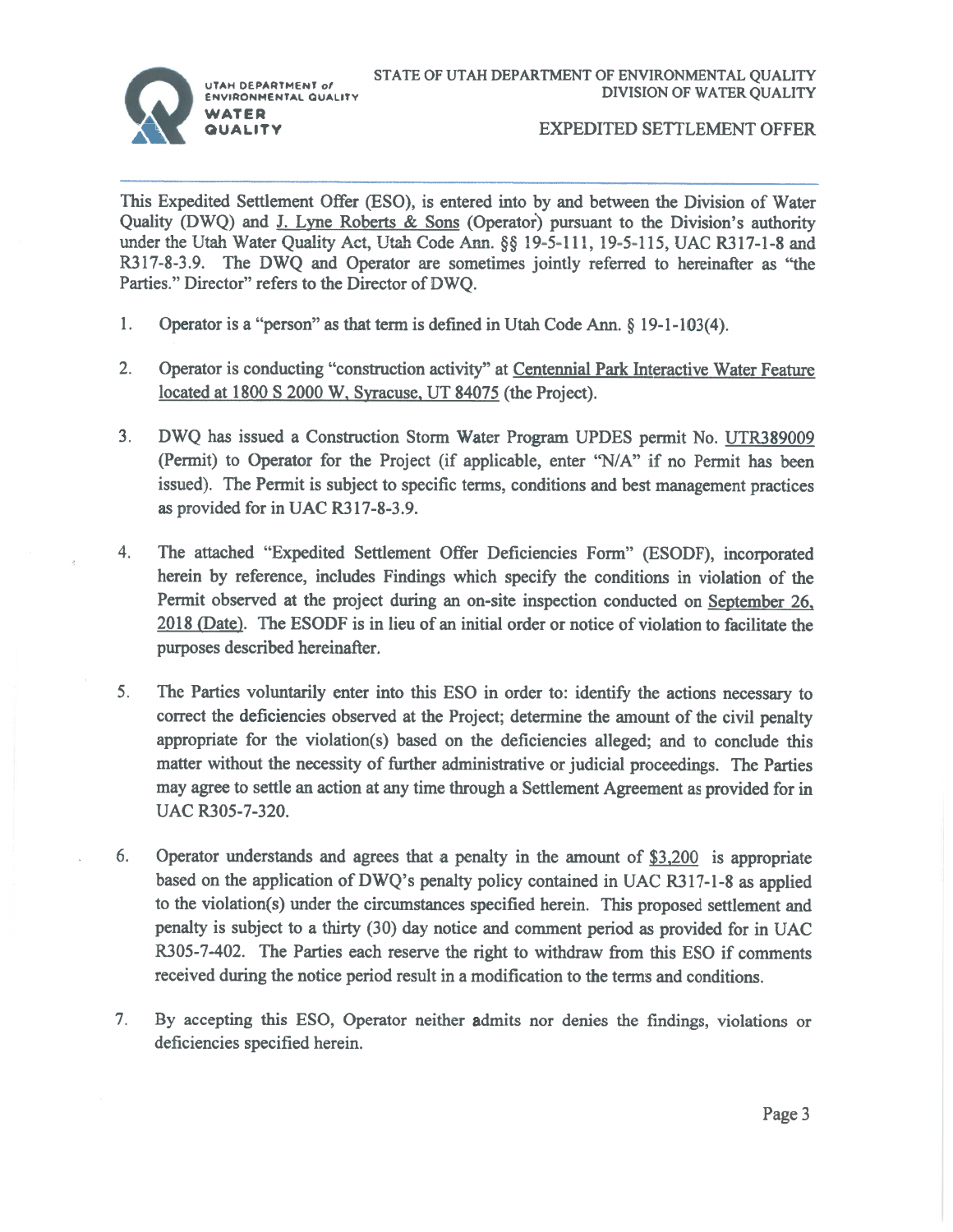UTAH DEPARTMENT of ENVIRONMENTAL QUALITY WATER QUALITY

STATE OF UTAH DEPARTMENT OF ENVIRONMENTAL QUALITY
DIVISION OF WATER QUALITY

# EXPEDITED SETTLEMENT OFFER

This Expedited Settlement Offer (ESO), is entered into by and between the Division of Water Quality (DWQ) and J. Lyne Roberts & Sons (Operator) pursuant to the Division's authority under the Utah Water Quality Act, Utah Code Ann. §§ 19-5-111, 19-5-115, UAC R317-1-8 and R317-8-3.9. The DWQ and Operator are sometimes jointly referred to hereinafter as "the Parties." Director" refers to the Director of DWQ.

1. Operator is a "person" as that term is defined in Utah Code Ann. § 19-1-103(4).

2. Operator is conducting "construction activity" at Centennial Park Interactive Water Feature located at 1800 S 2000 W, Syracuse, UT 84075 (the Project).

3. DWQ has issued a Construction Storm Water Program UPDES permit No. UTR389009 (Permit) to Operator for the Project (if applicable, enter "N/A" if no Permit has been issued). The Permit is subject to specific terms, conditions and best management practices as provided for in UAC R317-8-3.9.

4. The attached "Expedited Settlement Offer Deficiencies Form" (ESODF), incorporated herein by reference, includes Findings which specify the conditions in violation of the Permit observed at the project during an on-site inspection conducted on September 26, 2018 (Date). The ESODF is in lieu of an initial order or notice of violation to facilitate the purposes described hereinafter.

5. The Parties voluntarily enter into this ESO in order to: identify the actions necessary to correct the deficiencies observed at the Project; determine the amount of the civil penalty appropriate for the violation(s) based on the deficiencies alleged; and to conclude this matter without the necessity of further administrative or judicial proceedings. The Parties may agree to settle an action at any time through a Settlement Agreement as provided for in UAC R305-7-320.

6. Operator understands and agrees that a penalty in the amount of $3,200 is appropriate based on the application of DWQ's penalty policy contained in UAC R317-1-8 as applied to the violation(s) under the circumstances specified herein. This proposed settlement and penalty is subject to a thirty (30) day notice and comment period as provided for in UAC R305-7-402. The Parties each reserve the right to withdraw from this ESO if comments received during the notice period result in a modification to the terms and conditions.

7. By accepting this ESO, Operator neither admits nor denies the findings, violations or deficiencies specified herein.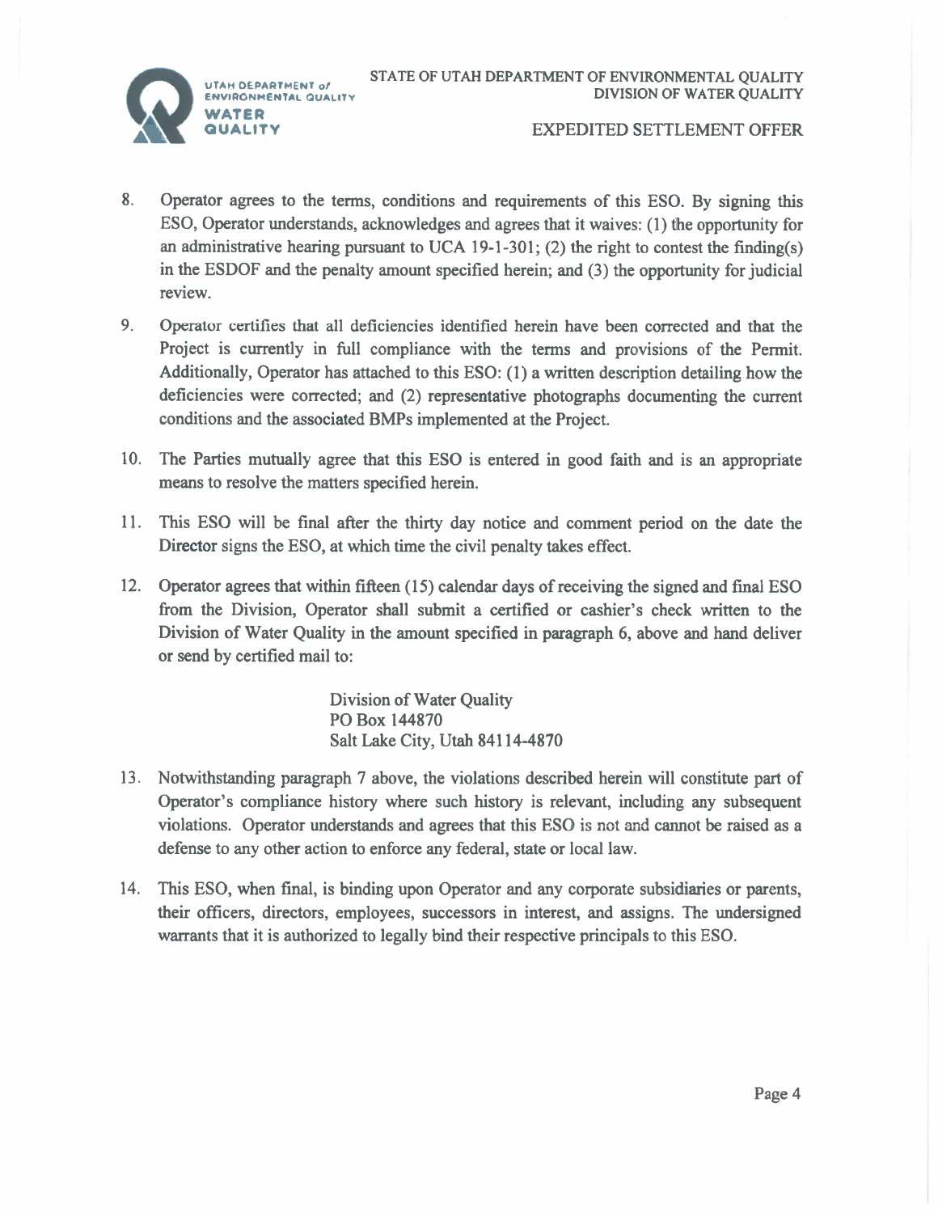8. Operator agrees to the terms, conditions and requirements of this ESO. By signing this ESO, Operator understands, acknowledges and agrees that it waives: (1) the opportunity for an administrative hearing pursuant to UCA 19-1-301; (2) the right to contest the finding(s) in the ESDOF and the penalty amount specified herein; and (3) the opportunity for judicial review.

9. Operator certifies that all deficiencies identified herein have been corrected and that the Project is currently in full compliance with the terms and provisions of the Permit. Additionally, Operator has attached to this ESO: (1) a written description detailing how the deficiencies were corrected; and (2) representative photographs documenting the current conditions and the associated BMPs implemented at the Project.

10. The Parties mutually agree that this ESO is entered in good faith and is an appropriate means to resolve the matters specified herein.

11. This ESO will be final after the thirty day notice and comment period on the date the Director signs the ESO, at which time the civil penalty takes effect.

12. Operator agrees that within fifteen (15) calendar days of receiving the signed and final ESO from the Division, Operator shall submit a certified or cashier's check written to the Division of Water Quality in the amount specified in paragraph 6, above and hand deliver or send by certified mail to:

    Division of Water Quality
    PO Box 144870
    Salt Lake City, Utah 84114-4870

13. Notwithstanding paragraph 7 above, the violations described herein will constitute part of Operator's compliance history where such history is relevant, including any subsequent violations. Operator understands and agrees that this ESO is not and cannot be raised as a defense to any other action to enforce any federal, state or local law.

14. This ESO, when final, is binding upon Operator and any corporate subsidiaries or parents, their officers, directors, employees, successors in interest, and assigns. The undersigned warrants that it is authorized to legally bind their respective principals to this ESO.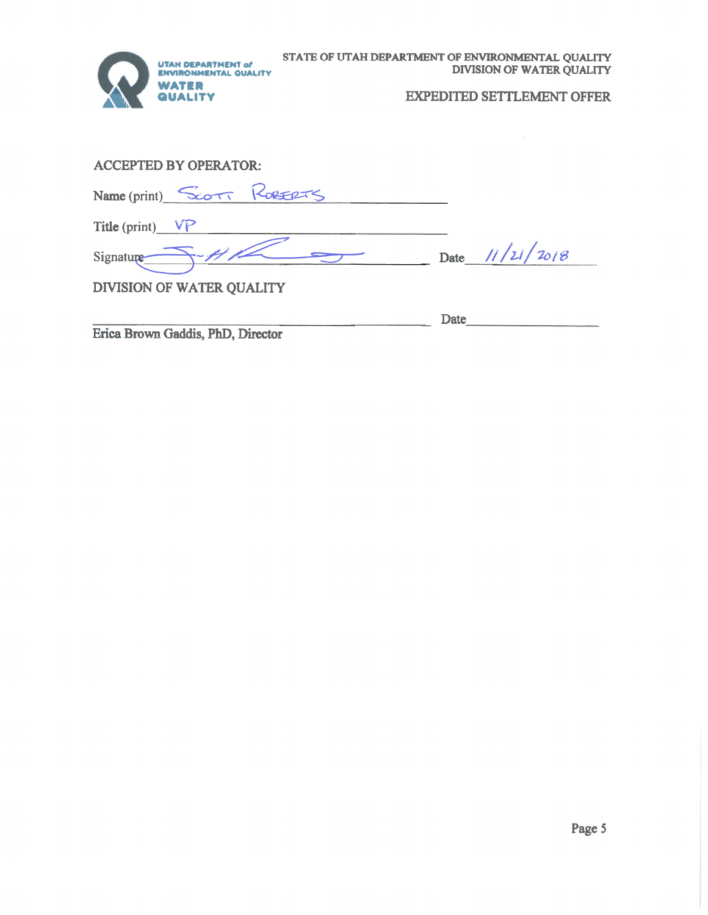STATE OF UTAH DEPARTMENT OF ENVIRONMENTAL QUALITY
DIVISION OF WATER QUALITY

EXPEDITED SETTLEMENT OFFER

ACCEPTED BY OPERATOR:

Name (print) Scott Roberts

Title (print) VP

Signature ______________________ Date 11/21/2018

DIVISION OF WATER QUALITY

______________________________ Date ______________
Erica Brown Gaddis, PhD, Director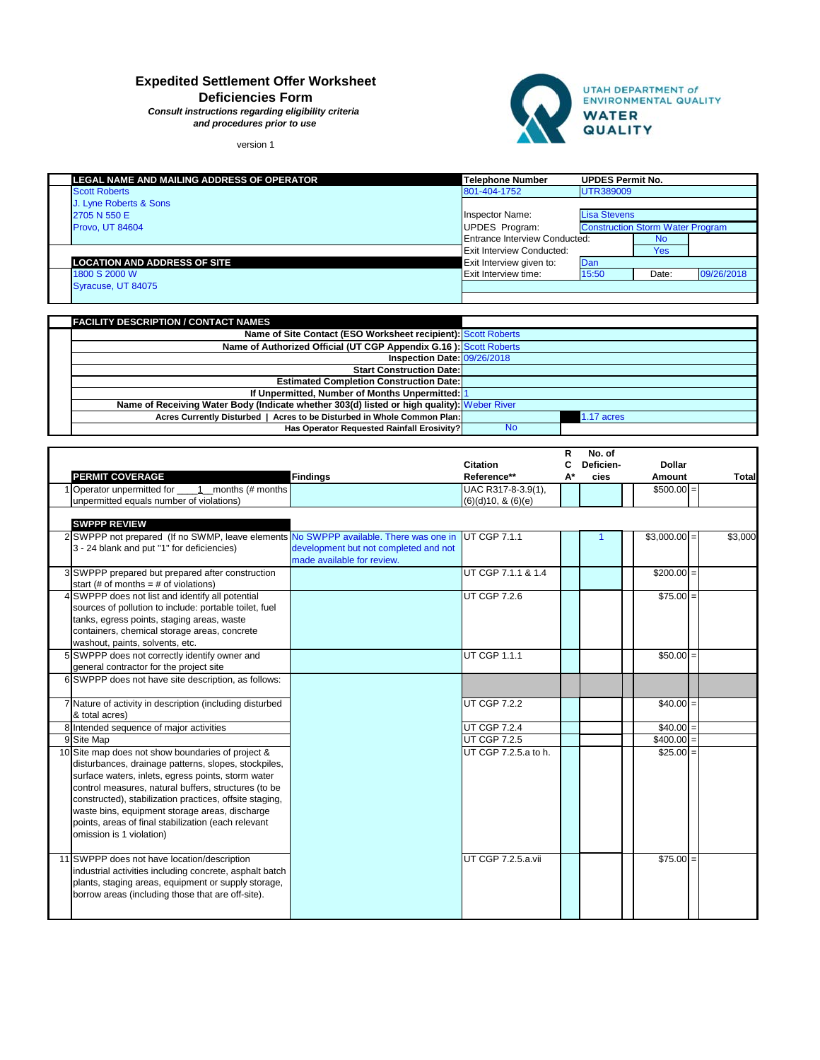# Expedited Settlement Offer Worksheet

## Deficiencies Form

***Consult instructions regarding eligibility criteria and procedures prior to use***

version 1

UTAH DEPARTMENT of ENVIRONMENTAL QUALITY
WATER QUALITY

| LEGAL NAME AND MAILING ADDRESS OF OPERATOR | Telephone Number | UPDES Permit No. | | |
|---|---|---|---|---|
| Scott Roberts | 801-404-1752 | UTR389009 | | |
| J. Lyne Roberts & Sons | | | | |
| 2705 N 550 E | Inspector Name: | Lisa Stevens | | |
| Provo, UT 84604 | UPDES Program: | Construction Storm Water Program | | |
| | Entrance Interview Conducted: | | No | |
| | Exit Interview Conducted: | | Yes | |
| **LOCATION AND ADDRESS OF SITE** | Exit Interview given to: | Dan | | |
| 1800 S 2000 W | Exit Interview time: | 15:50 | Date: | 09/26/2018 |
| Syracuse, UT 84075 | | | | |

| FACILITY DESCRIPTION / CONTACT NAMES | | |
|---|---|---|
| **Name of Site Contact (ESO Worksheet recipient):** | Scott Roberts | |
| **Name of Authorized Official (UT CGP Appendix G.16 ):** | Scott Roberts | |
| **Inspection Date:** | 09/26/2018 | |
| **Start Construction Date:** | | |
| **Estimated Completion Construction Date:** | | |
| **If Unpermitted, Number of Months Unpermitted:** | 1 | |
| **Name of Receiving Water Body (Indicate whether 303(d) listed or high quality):** | Weber River | |
| **Acres Currently Disturbed \| Acres to be Disturbed in Whole Common Plan:** | | 1.17 acres |
| **Has Operator Requested Rainfall Erosivity?** | No | |

| # | PERMIT COVERAGE | Findings | Citation Reference** | RCA* | No. of Deficiencies | Dollar Amount | | Total |
|---|---|---|---|---|---|---|---|---|
| 1 | Operator unpermitted for ___1__months (# months unpermitted equals number of violations) | | UAC R317-8-3.9(1), (6)(d)10, & (6)(e) | | | $500.00 | = | |
| | **SWPPP REVIEW** | | | | | | | |
| 2 | SWPPP not prepared (If no SWMP, leave elements 3 - 24 blank and put "1" for deficiencies) | No SWPPP available. There was one in development but not completed and not made available for review. | UT CGP 7.1.1 | | 1 | $3,000.00 | = | $3,000 |
| 3 | SWPPP prepared but prepared after construction start (# of months = # of violations) | | UT CGP 7.1.1 & 1.4 | | | $200.00 | = | |
| 4 | SWPPP does not list and identify all potential sources of pollution to include: portable toilet, fuel tanks, egress points, staging areas, waste containers, chemical storage areas, concrete washout, paints, solvents, etc. | | UT CGP 7.2.6 | | | $75.00 | = | |
| 5 | SWPPP does not correctly identify owner and general contractor for the project site | | UT CGP 1.1.1 | | | $50.00 | = | |
| 6 | SWPPP does not have site description, as follows: | | | | | | | |
| 7 | Nature of activity in description (including disturbed & total acres) | | UT CGP 7.2.2 | | | $40.00 | = | |
| 8 | Intended sequence of major activities | | UT CGP 7.2.4 | | | $40.00 | = | |
| 9 | Site Map | | UT CGP 7.2.5 | | | $400.00 | = | |
| 10 | Site map does not show boundaries of project & disturbances, drainage patterns, slopes, stockpiles, surface waters, inlets, egress points, storm water control measures, natural buffers, structures (to be constructed), stabilization practices, offsite staging, waste bins, equipment storage areas, discharge points, areas of final stabilization (each relevant omission is 1 violation) | | UT CGP 7.2.5.a to h. | | | $25.00 | = | |
| 11 | SWPPP does not have location/description industrial activities including concrete, asphalt batch plants, staging areas, equipment or supply storage, borrow areas (including those that are off-site). | | UT CGP 7.2.5.a.vii | | | $75.00 | = | |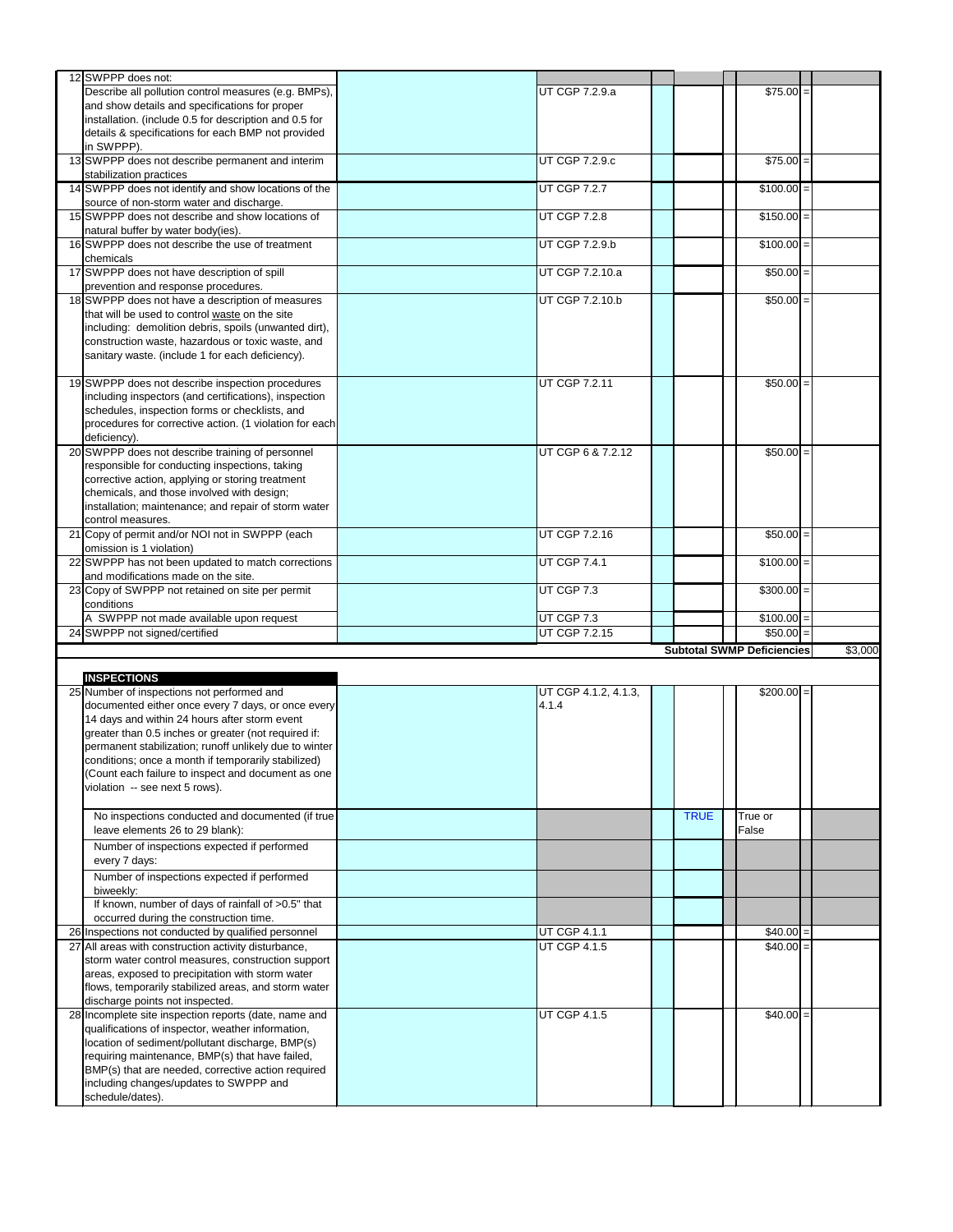| # | Description | | Citation | | | | Amount | | |
|---|---|---|---|---|---|---|---|---|---|
| 12 | SWPPP does not: Describe all pollution control measures (e.g. BMPs), and show details and specifications for proper installation. (include 0.5 for description and 0.5 for details & specifications for each BMP not provided in SWPPP). | | UT CGP 7.2.9.a | | | | $75.00 | = | |
| 13 | SWPPP does not describe permanent and interim stabilization practices | | UT CGP 7.2.9.c | | | | $75.00 | = | |
| 14 | SWPPP does not identify and show locations of the source of non-storm water and discharge. | | UT CGP 7.2.7 | | | | $100.00 | = | |
| 15 | SWPPP does not describe and show locations of natural buffer by water body(ies). | | UT CGP 7.2.8 | | | | $150.00 | = | |
| 16 | SWPPP does not describe the use of treatment chemicals | | UT CGP 7.2.9.b | | | | $100.00 | = | |
| 17 | SWPPP does not have description of spill prevention and response procedures. | | UT CGP 7.2.10.a | | | | $50.00 | = | |
| 18 | SWPPP does not have a description of measures that will be used to control waste on the site including: demolition debris, spoils (unwanted dirt), construction waste, hazardous or toxic waste, and sanitary waste. (include 1 for each deficiency). | | UT CGP 7.2.10.b | | | | $50.00 | = | |
| 19 | SWPPP does not describe inspection procedures including inspectors (and certifications), inspection schedules, inspection forms or checklists, and procedures for corrective action. (1 violation for each deficiency). | | UT CGP 7.2.11 | | | | $50.00 | = | |
| 20 | SWPPP does not describe training of personnel responsible for conducting inspections, taking corrective action, applying or storing treatment chemicals, and those involved with design; installation; maintenance; and repair of storm water control measures. | | UT CGP 6 & 7.2.12 | | | | $50.00 | = | |
| 21 | Copy of permit and/or NOI not in SWPPP (each omission is 1 violation) | | UT CGP 7.2.16 | | | | $50.00 | = | |
| 22 | SWPPP has not been updated to match corrections and modifications made on the site. | | UT CGP 7.4.1 | | | | $100.00 | = | |
| 23 | Copy of SWPPP not retained on site per permit conditions | | UT CGP 7.3 | | | | $300.00 | = | |
| | A SWPPP not made available upon request | | UT CGP 7.3 | | | | $100.00 | = | |
| 24 | SWPPP not signed/certified | | UT CGP 7.2.15 | | | | $50.00 | = | |
| | | | | | **Subtotal SWMP Deficiencies** | | | | $3,000 |
| | **INSPECTIONS** | | | | | | | | |
| 25 | Number of inspections not performed and documented either once every 7 days, or once every 14 days and within 24 hours after storm event greater than 0.5 inches or greater (not required if: permanent stabilization; runoff unlikely due to winter conditions; once a month if temporarily stabilized) (Count each failure to inspect and document as one violation -- see next 5 rows). | | UT CGP 4.1.2, 4.1.3, 4.1.4 | | | | $200.00 | = | |
| | No inspections conducted and documented (if true leave elements 26 to 29 blank): | | | | TRUE | | True or False | | |
| | Number of inspections expected if performed every 7 days: | | | | | | | | |
| | Number of inspections expected if performed biweekly: | | | | | | | | |
| | If known, number of days of rainfall of >0.5" that occurred during the construction time. | | | | | | | | |
| 26 | Inspections not conducted by qualified personnel | | UT CGP 4.1.1 | | | | $40.00 | = | |
| 27 | All areas with construction activity disturbance, storm water control measures, construction support areas, exposed to precipitation with storm water flows, temporarily stabilized areas, and storm water discharge points not inspected. | | UT CGP 4.1.5 | | | | $40.00 | = | |
| 28 | Incomplete site inspection reports (date, name and qualifications of inspector, weather information, location of sediment/pollutant discharge, BMP(s) requiring maintenance, BMP(s) that have failed, BMP(s) that are needed, corrective action required including changes/updates to SWPPP and schedule/dates). | | UT CGP 4.1.5 | | | | $40.00 | = | |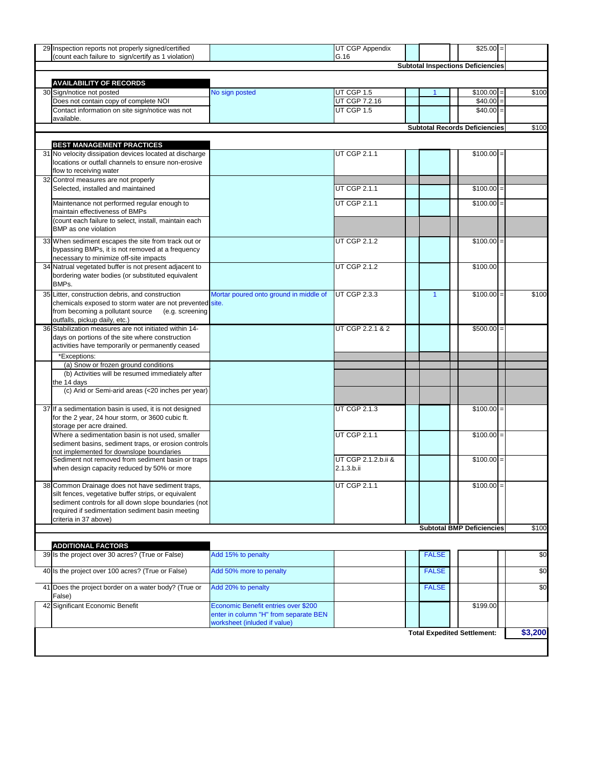| | | | | | | | | |
|---|---|---|---|---|---|---|---|---|
| 29 | Inspection reports not properly signed/certified (count each failure to sign/certify as 1 violation) | | UT CGP Appendix G.16 | | | $25.00 | = | |
| | | | | | | Subtotal Inspections Deficiencies | | |
| | **AVAILABILITY OF RECORDS** | | | | | | | |
| 30 | Sign/notice not posted | No sign posted | UT CGP 1.5 | | 1 | $100.00 | = | $100 |
| | Does not contain copy of complete NOI | | UT CGP 7.2.16 | | | $40.00 | = | |
| | Contact information on site sign/notice was not available. | | UT CGP 1.5 | | | $40.00 | = | |
| | | | | | | Subtotal Records Deficiencies | | $100 |
| | **BEST MANAGEMENT PRACTICES** | | | | | | | |
| 31 | No velocity dissipation devices located at discharge locations or outfall channels to ensure non-erosive flow to receiving water | | UT CGP 2.1.1 | | | $100.00 | = | |
| 32 | Control measures are not properly Selected, installed and maintained | | UT CGP 2.1.1 | | | $100.00 | = | |
| | Maintenance not performed regular enough to maintain effectiveness of BMPs | | UT CGP 2.1.1 | | | $100.00 | = | |
| | (count each failure to select, install, maintain each BMP as one violation) | | | | | | | |
| 33 | When sediment escapes the site from track out or bypassing BMPs, it is not removed at a frequency necessary to minimize off-site impacts | | UT CGP 2.1.2 | | | $100.00 | = | |
| 34 | Natrual vegetated buffer is not present adjacent to bordering water bodies (or substituted equivalent BMPs. | | UT CGP 2.1.2 | | | $100.00 | | |
| 35 | Litter, construction debris, and construction chemicals exposed to storm water are not prevented from becoming a pollutant source (e.g. screening outfalls, pickup daily, etc.) | Mortar poured onto ground in middle of site. | UT CGP 2.3.3 | | 1 | $100.00 | = | $100 |
| 36 | Stabilization measures are not initiated within 14-days on portions of the site where construction activities have temporarily or permanently ceased | | UT CGP 2.2.1 & 2 | | | $500.00 | = | |
| | *Exceptions: | | | | | | | |
| | (a) Snow or frozen ground conditions | | | | | | | |
| | (b) Activities will be resumed immediately after the 14 days | | | | | | | |
| | (c) Arid or Semi-arid areas (<20 inches per year) | | | | | | | |
| 37 | If a sedimentation basin is used, it is not designed for the 2 year, 24 hour storm, or 3600 cubic ft. storage per acre drained. | | UT CGP 2.1.3 | | | $100.00 | = | |
| | Where a sedimentation basin is not used, smaller sediment basins, sediment traps, or erosion controls not implemented for downslope boundaries | | UT CGP 2.1.1 | | | $100.00 | = | |
| | Sediment not removed from sediment basin or traps when design capacity reduced by 50% or more | | UT CGP 2.1.2.b.ii & 2.1.3.b.ii | | | $100.00 | = | |
| 38 | Common Drainage does not have sediment traps, silt fences, vegetative buffer strips, or equivalent sediment controls for all down slope boundaries (not required if sedimentation sediment basin meeting criteria in 37 above) | | UT CGP 2.1.1 | | | $100.00 | = | |
| | | | | | | Subtotal BMP Deficiencies | | $100 |
| | **ADDITIONAL FACTORS** | | | | | | | |
| 39 | Is the project over 30 acres? (True or False) | Add 15% to penalty | | | FALSE | | | $0 |
| 40 | Is the project over 100 acres? (True or False) | Add 50% more to penalty | | | FALSE | | | $0 |
| 41 | Does the project border on a water body? (True or False) | Add 20% to penalty | | | FALSE | | | $0 |
| 42 | Significant Economic Benefit | Economic Benefit entries over $200 enter in column "H" from separate BEN worksheet (inluded if value) | | | | $199.00 | | |
| | | | | | | **Total Expedited Settlement:** | | **$3,200** |